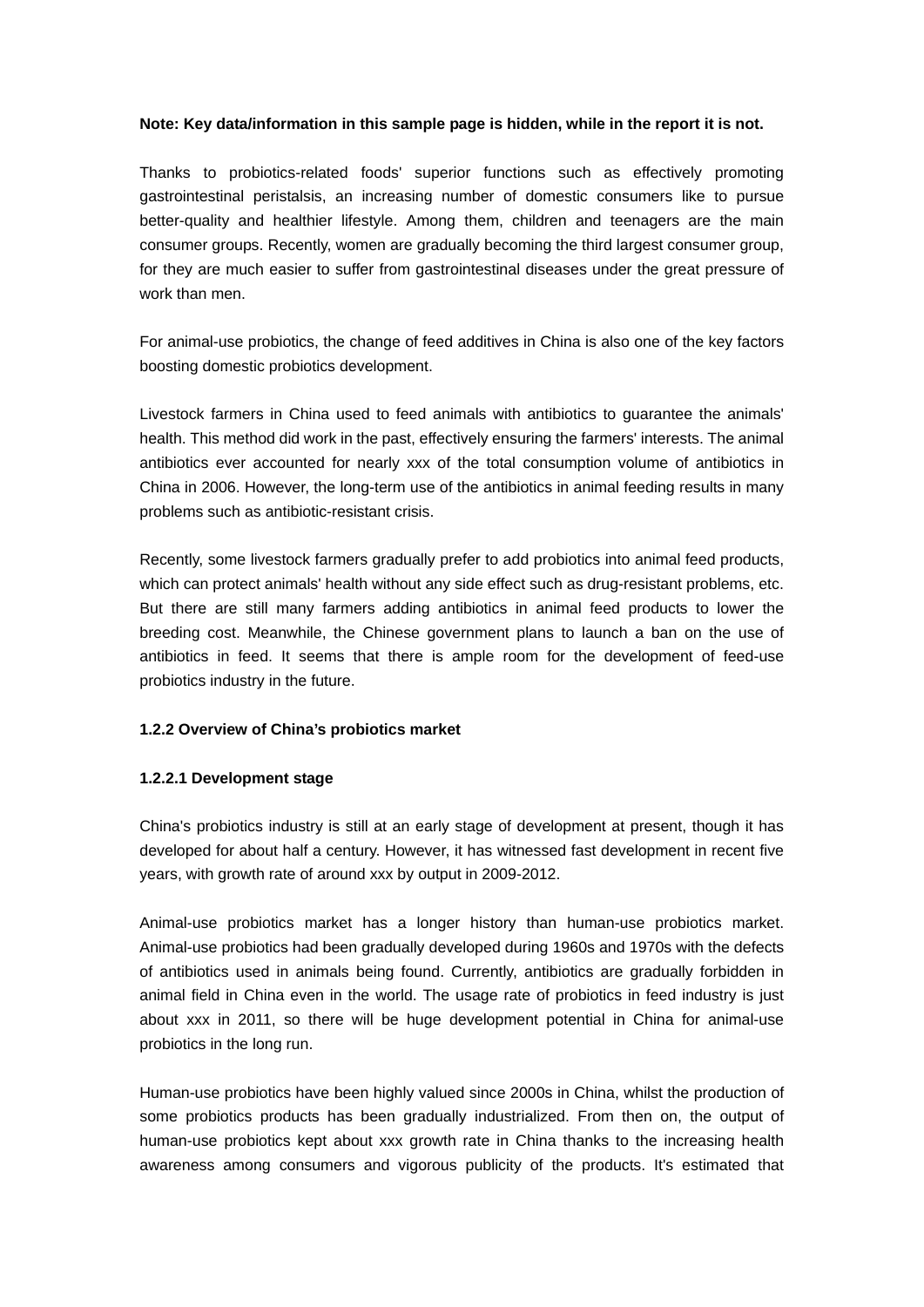**Note: Key data/information in this sample page is hidden, while in the report it is not.**

Thanks to probiotics-related foods' superior functions such as effectively promoting gastrointestinal peristalsis, an increasing number of domestic consumers like to pursue better-quality and healthier lifestyle. Among them, children and teenagers are the main consumer groups. Recently, women are gradually becoming the third largest consumer group, for they are much easier to suffer from gastrointestinal diseases under the great pressure of work than men.

For animal-use probiotics, the change of feed additives in China is also one of the key factors boosting domestic probiotics development.

Livestock farmers in China used to feed animals with antibiotics to guarantee the animals' health. This method did work in the past, effectively ensuring the farmers' interests. The animal antibiotics ever accounted for nearly xxx of the total consumption volume of antibiotics in China in 2006. However, the long-term use of the antibiotics in animal feeding results in many problems such as antibiotic-resistant crisis.

Recently, some livestock farmers gradually prefer to add probiotics into animal feed products, which can protect animals' health without any side effect such as drug-resistant problems, etc. But there are still many farmers adding antibiotics in animal feed products to lower the breeding cost. Meanwhile, the Chinese government plans to launch a ban on the use of antibiotics in feed. It seems that there is ample room for the development of feed-use probiotics industry in the future.

### 1.2.2 Overview of China's probiotics market

#### 1.2.2.1 Development stage

China's probiotics industry is still at an early stage of development at present, though it has developed for about half a century. However, it has witnessed fast development in recent five years, with growth rate of around xxx by output in 2009-2012.

Animal-use probiotics market has a longer history than human-use probiotics market. Animal-use probiotics had been gradually developed during 1960s and 1970s with the defects of antibiotics used in animals being found. Currently, antibiotics are gradually forbidden in animal field in China even in the world. The usage rate of probiotics in feed industry is just about xxx in 2011, so there will be huge development potential in China for animal-use probiotics in the long run.

Human-use probiotics have been highly valued since 2000s in China, whilst the production of some probiotics products has been gradually industrialized. From then on, the output of human-use probiotics kept about xxx growth rate in China thanks to the increasing health awareness among consumers and vigorous publicity of the products. It's estimated that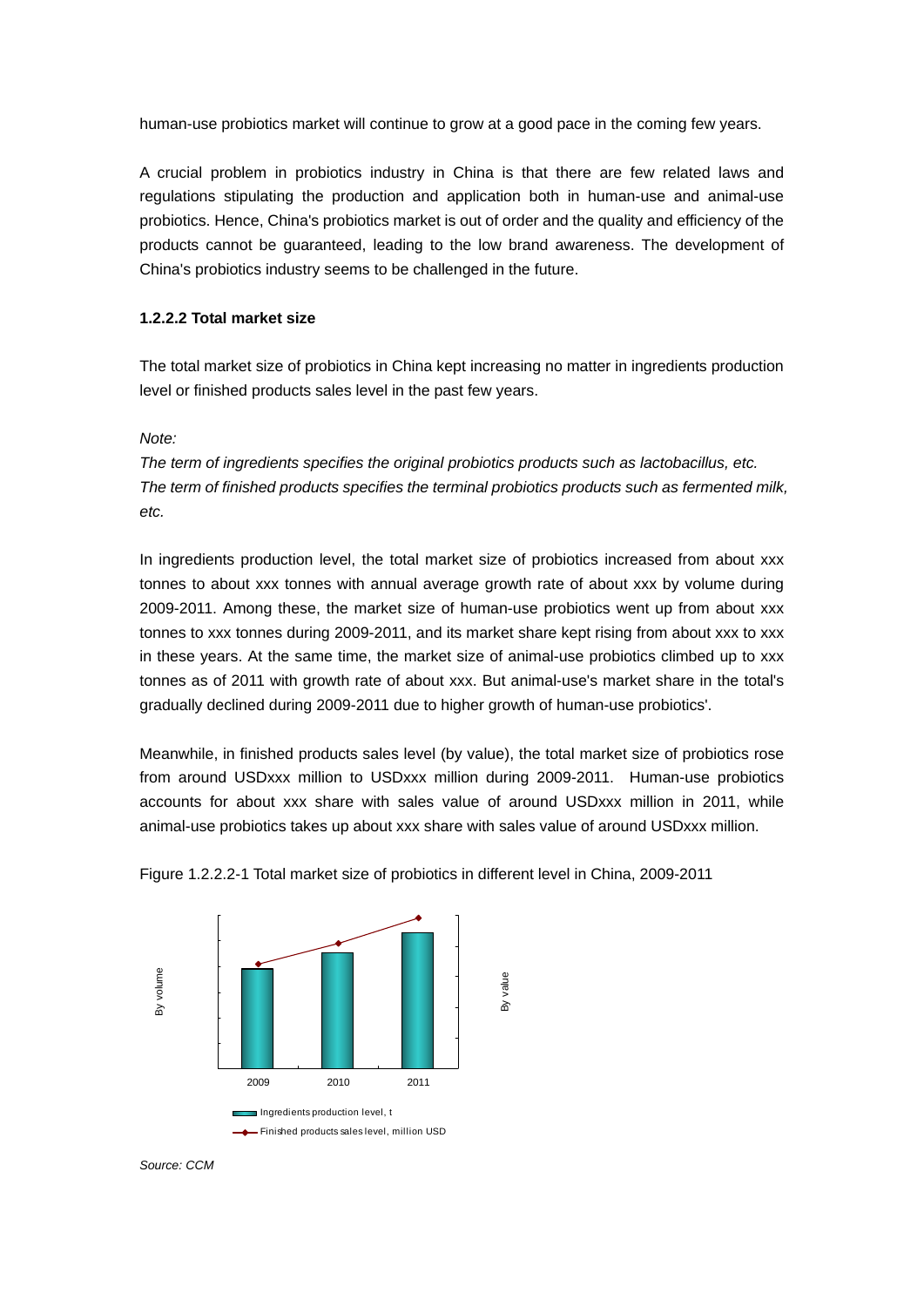human-use probiotics market will continue to grow at a good pace in the coming few years.

A crucial problem in probiotics industry in China is that there are few related laws and regulations stipulating the production and application both in human-use and animal-use probiotics. Hence, China's probiotics market is out of order and the quality and efficiency of the products cannot be guaranteed, leading to the low brand awareness. The development of China's probiotics industry seems to be challenged in the future.

**1.2.2.2 Total market size**

The total market size of probiotics in China kept increasing no matter in ingredients production level or finished products sales level in the past few years.

*Note:*
*The term of ingredients specifies the original probiotics products such as lactobacillus, etc.*
*The term of finished products specifies the terminal probiotics products such as fermented milk, etc.*

In ingredients production level, the total market size of probiotics increased from about xxx tonnes to about xxx tonnes with annual average growth rate of about xxx by volume during 2009-2011. Among these, the market size of human-use probiotics went up from about xxx tonnes to xxx tonnes during 2009-2011, and its market share kept rising from about xxx to xxx in these years. At the same time, the market size of animal-use probiotics climbed up to xxx tonnes as of 2011 with growth rate of about xxx. But animal-use's market share in the total's gradually declined during 2009-2011 due to higher growth of human-use probiotics'.

Meanwhile, in finished products sales level (by value), the total market size of probiotics rose from around USDxxx million to USDxxx million during 2009-2011. Human-use probiotics accounts for about xxx share with sales value of around USDxxx million in 2011, while animal-use probiotics takes up about xxx share with sales value of around USDxxx million.

Figure 1.2.2.2-1 Total market size of probiotics in different level in China, 2009-2011

By volume

By value

2009 2010 2011

Ingredients production level, t

Finished products sales level, million USD

*Source: CCM*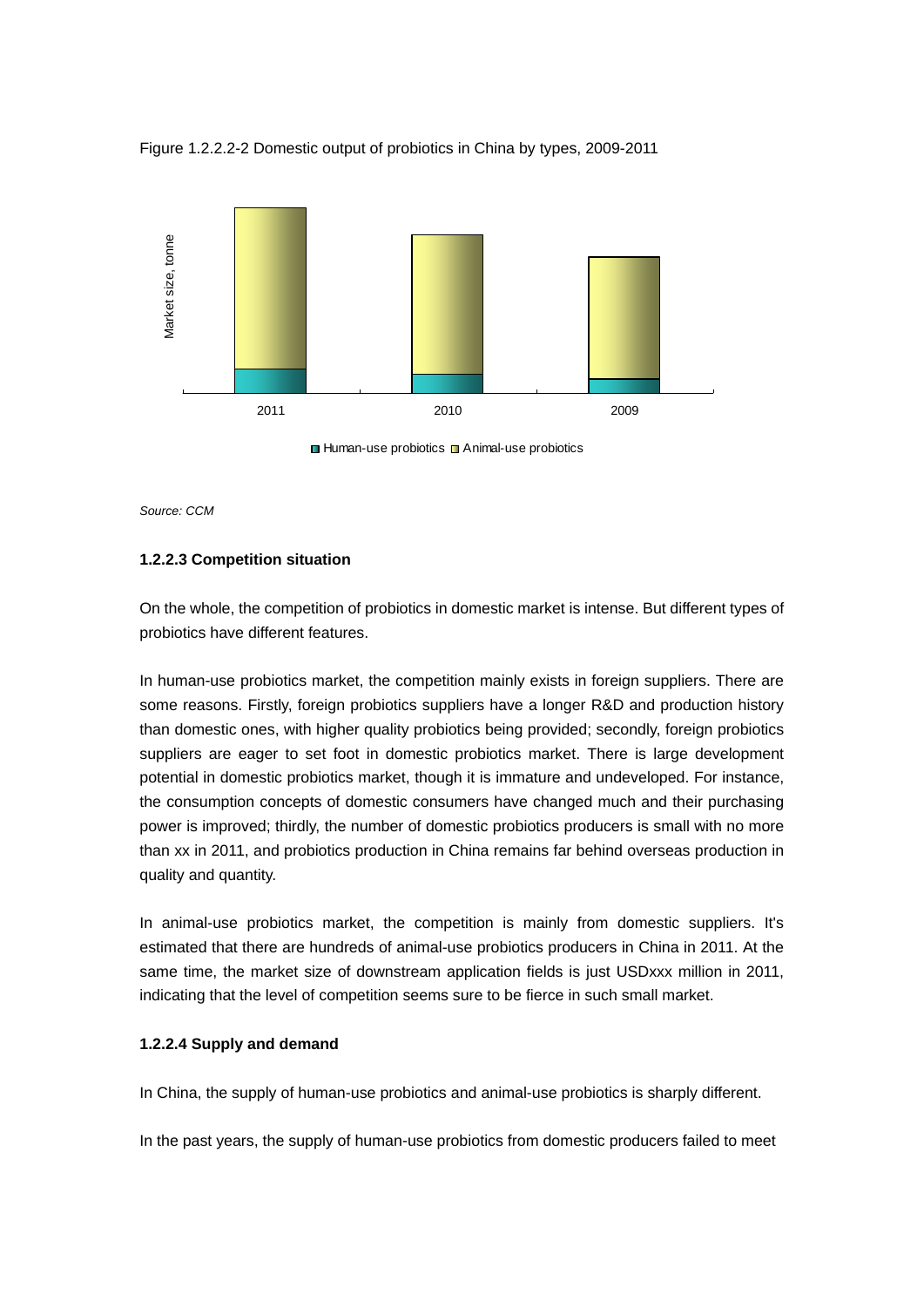Figure 1.2.2.2-2 Domestic output of probiotics in China by types, 2009-2011

Market size, tonne

2011

2010

2009

Human-use probiotics Animal-use probiotics

*Source: CCM*

**1.2.2.3 Competition situation**

On the whole, the competition of probiotics in domestic market is intense. But different types of probiotics have different features.

In human-use probiotics market, the competition mainly exists in foreign suppliers. There are some reasons. Firstly, foreign probiotics suppliers have a longer R&D and production history than domestic ones, with higher quality probiotics being provided; secondly, foreign probiotics suppliers are eager to set foot in domestic probiotics market. There is large development potential in domestic probiotics market, though it is immature and undeveloped. For instance, the consumption concepts of domestic consumers have changed much and their purchasing power is improved; thirdly, the number of domestic probiotics producers is small with no more than xx in 2011, and probiotics production in China remains far behind overseas production in quality and quantity.

In animal-use probiotics market, the competition is mainly from domestic suppliers. It's estimated that there are hundreds of animal-use probiotics producers in China in 2011. At the same time, the market size of downstream application fields is just USDxxx million in 2011, indicating that the level of competition seems sure to be fierce in such small market.

**1.2.2.4 Supply and demand**

In China, the supply of human-use probiotics and animal-use probiotics is sharply different.

In the past years, the supply of human-use probiotics from domestic producers failed to meet